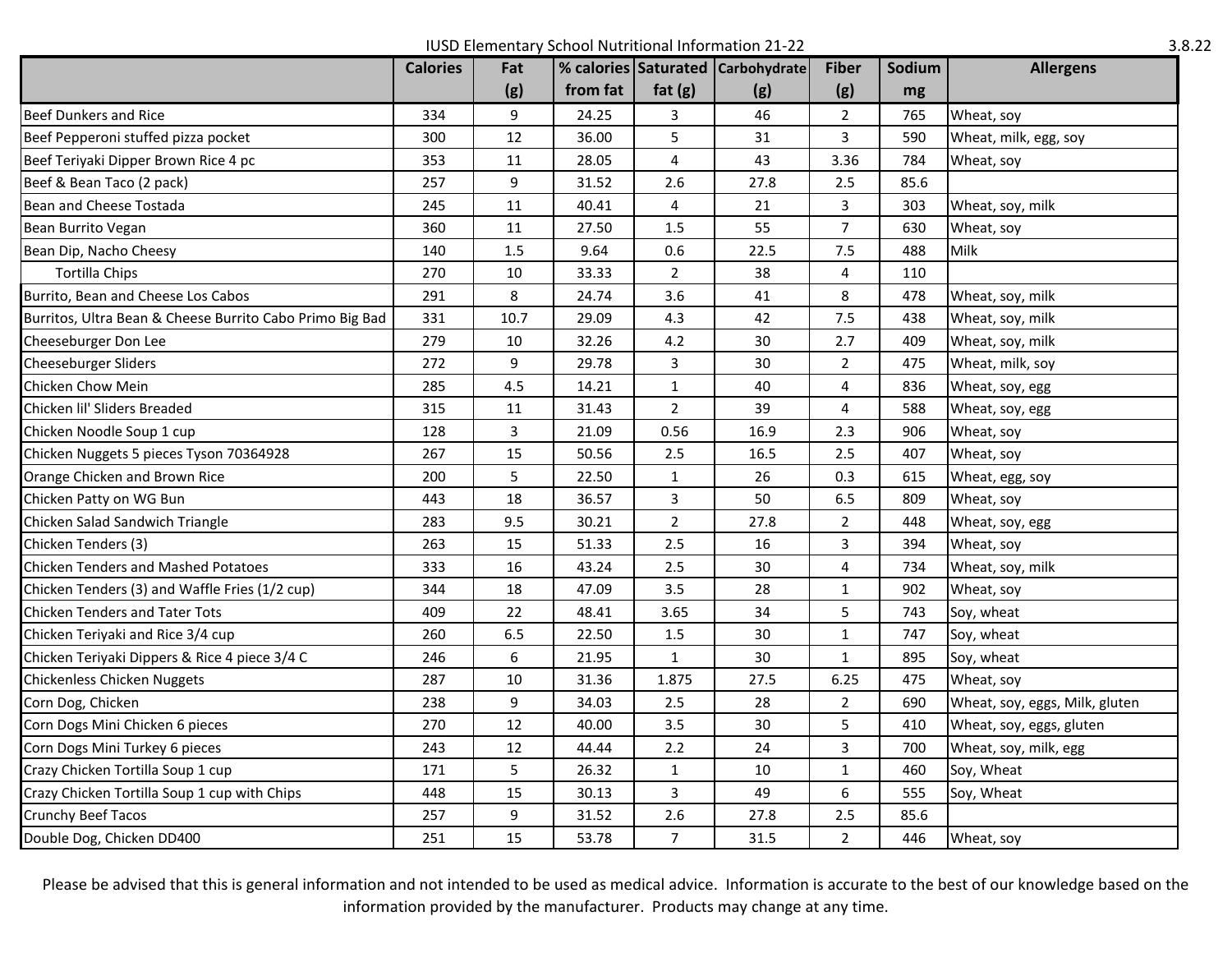# IUSD Elementary School Nutritional Information 21-22

3.8.22

| | Calories | Fat (g) | % calories from fat | Saturated fat (g) | Carbohydrate (g) | Fiber (g) | Sodium mg | Allergens |
|---|---|---|---|---|---|---|---|---|
| Beef Dunkers and Rice | 334 | 9 | 24.25 | 3 | 46 | 2 | 765 | Wheat, soy |
| Beef Pepperoni stuffed pizza pocket | 300 | 12 | 36.00 | 5 | 31 | 3 | 590 | Wheat, milk, egg, soy |
| Beef Teriyaki Dipper Brown Rice 4 pc | 353 | 11 | 28.05 | 4 | 43 | 3.36 | 784 | Wheat, soy |
| Beef & Bean Taco (2 pack) | 257 | 9 | 31.52 | 2.6 | 27.8 | 2.5 | 85.6 | |
| Bean and Cheese Tostada | 245 | 11 | 40.41 | 4 | 21 | 3 | 303 | Wheat, soy, milk |
| Bean Burrito Vegan | 360 | 11 | 27.50 | 1.5 | 55 | 7 | 630 | Wheat, soy |
| Bean Dip, Nacho Cheesy | 140 | 1.5 | 9.64 | 0.6 | 22.5 | 7.5 | 488 | Milk |
| Tortilla Chips | 270 | 10 | 33.33 | 2 | 38 | 4 | 110 | |
| Burrito, Bean and Cheese Los Cabos | 291 | 8 | 24.74 | 3.6 | 41 | 8 | 478 | Wheat, soy, milk |
| Burritos, Ultra Bean & Cheese Burrito Cabo Primo Big Bad | 331 | 10.7 | 29.09 | 4.3 | 42 | 7.5 | 438 | Wheat, soy, milk |
| Cheeseburger Don Lee | 279 | 10 | 32.26 | 4.2 | 30 | 2.7 | 409 | Wheat, soy, milk |
| Cheeseburger Sliders | 272 | 9 | 29.78 | 3 | 30 | 2 | 475 | Wheat, milk, soy |
| Chicken Chow Mein | 285 | 4.5 | 14.21 | 1 | 40 | 4 | 836 | Wheat, soy, egg |
| Chicken lil' Sliders Breaded | 315 | 11 | 31.43 | 2 | 39 | 4 | 588 | Wheat, soy, egg |
| Chicken Noodle Soup 1 cup | 128 | 3 | 21.09 | 0.56 | 16.9 | 2.3 | 906 | Wheat, soy |
| Chicken Nuggets 5 pieces Tyson 70364928 | 267 | 15 | 50.56 | 2.5 | 16.5 | 2.5 | 407 | Wheat, soy |
| Orange Chicken and Brown Rice | 200 | 5 | 22.50 | 1 | 26 | 0.3 | 615 | Wheat, egg, soy |
| Chicken Patty on WG Bun | 443 | 18 | 36.57 | 3 | 50 | 6.5 | 809 | Wheat, soy |
| Chicken Salad Sandwich Triangle | 283 | 9.5 | 30.21 | 2 | 27.8 | 2 | 448 | Wheat, soy, egg |
| Chicken Tenders (3) | 263 | 15 | 51.33 | 2.5 | 16 | 3 | 394 | Wheat, soy |
| Chicken Tenders and Mashed Potatoes | 333 | 16 | 43.24 | 2.5 | 30 | 4 | 734 | Wheat, soy, milk |
| Chicken Tenders (3) and Waffle Fries (1/2 cup) | 344 | 18 | 47.09 | 3.5 | 28 | 1 | 902 | Wheat, soy |
| Chicken Tenders and Tater Tots | 409 | 22 | 48.41 | 3.65 | 34 | 5 | 743 | Soy, wheat |
| Chicken Teriyaki and Rice 3/4 cup | 260 | 6.5 | 22.50 | 1.5 | 30 | 1 | 747 | Soy, wheat |
| Chicken Teriyaki Dippers & Rice 4 piece 3/4 C | 246 | 6 | 21.95 | 1 | 30 | 1 | 895 | Soy, wheat |
| Chickenless Chicken Nuggets | 287 | 10 | 31.36 | 1.875 | 27.5 | 6.25 | 475 | Wheat, soy |
| Corn Dog, Chicken | 238 | 9 | 34.03 | 2.5 | 28 | 2 | 690 | Wheat, soy, eggs, Milk, gluten |
| Corn Dogs Mini Chicken 6 pieces | 270 | 12 | 40.00 | 3.5 | 30 | 5 | 410 | Wheat, soy, eggs, gluten |
| Corn Dogs Mini Turkey 6 pieces | 243 | 12 | 44.44 | 2.2 | 24 | 3 | 700 | Wheat, soy, milk, egg |
| Crazy Chicken Tortilla Soup 1 cup | 171 | 5 | 26.32 | 1 | 10 | 1 | 460 | Soy, Wheat |
| Crazy Chicken Tortilla Soup 1 cup with Chips | 448 | 15 | 30.13 | 3 | 49 | 6 | 555 | Soy, Wheat |
| Crunchy Beef Tacos | 257 | 9 | 31.52 | 2.6 | 27.8 | 2.5 | 85.6 | |
| Double Dog, Chicken DD400 | 251 | 15 | 53.78 | 7 | 31.5 | 2 | 446 | Wheat, soy |

Please be advised that this is general information and not intended to be used as medical advice. Information is accurate to the best of our knowledge based on the information provided by the manufacturer. Products may change at any time.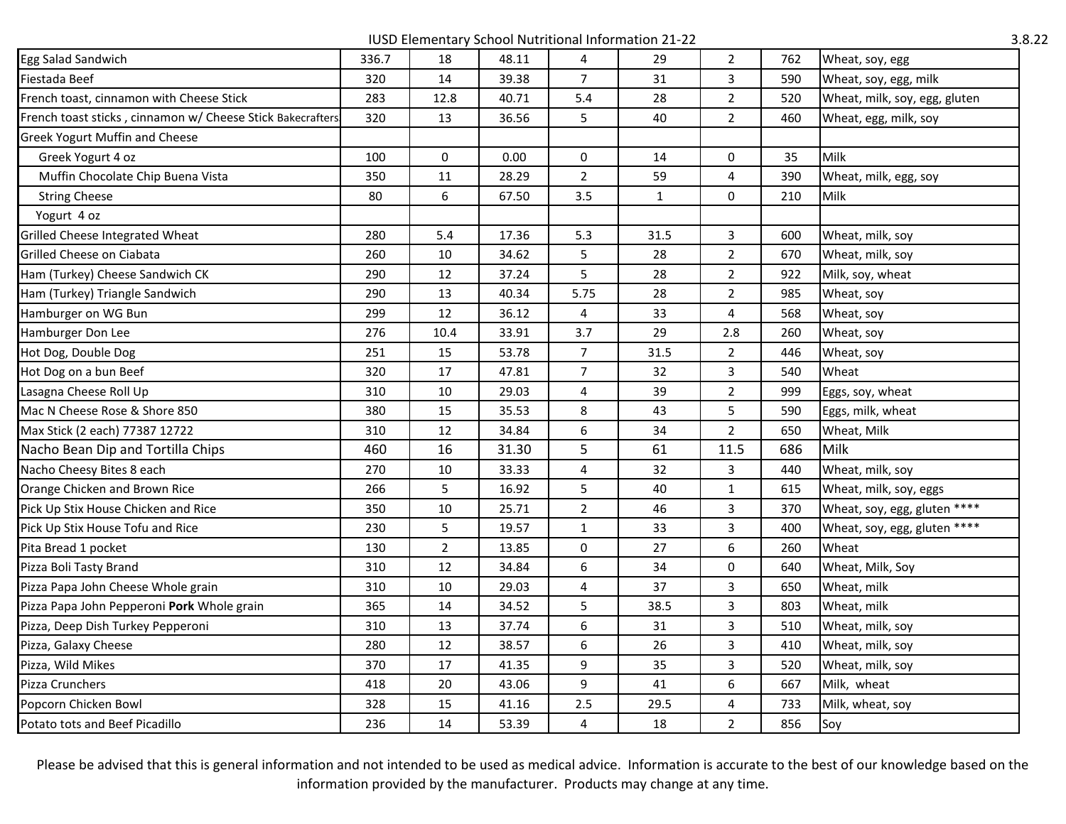IUSD Elementary School Nutritional Information 21-22

| | | | | | | | | |
|---|---|---|---|---|---|---|---|---|
| Egg Salad Sandwich | 336.7 | 18 | 48.11 | 4 | 29 | 2 | 762 | Wheat, soy, egg |
| Fiestada Beef | 320 | 14 | 39.38 | 7 | 31 | 3 | 590 | Wheat, soy, egg, milk |
| French toast, cinnamon with Cheese Stick | 283 | 12.8 | 40.71 | 5.4 | 28 | 2 | 520 | Wheat, milk, soy, egg, gluten |
| French toast sticks , cinnamon w/ Cheese Stick Bakecrafters | 320 | 13 | 36.56 | 5 | 40 | 2 | 460 | Wheat, egg, milk, soy |
| Greek Yogurt Muffin and Cheese | | | | | | | | |
| Greek Yogurt 4 oz | 100 | 0 | 0.00 | 0 | 14 | 0 | 35 | Milk |
| Muffin Chocolate Chip Buena Vista | 350 | 11 | 28.29 | 2 | 59 | 4 | 390 | Wheat, milk, egg, soy |
| String Cheese | 80 | 6 | 67.50 | 3.5 | 1 | 0 | 210 | Milk |
| Yogurt 4 oz | | | | | | | | |
| Grilled Cheese Integrated Wheat | 280 | 5.4 | 17.36 | 5.3 | 31.5 | 3 | 600 | Wheat, milk, soy |
| Grilled Cheese on Ciabata | 260 | 10 | 34.62 | 5 | 28 | 2 | 670 | Wheat, milk, soy |
| Ham (Turkey) Cheese Sandwich CK | 290 | 12 | 37.24 | 5 | 28 | 2 | 922 | Milk, soy, wheat |
| Ham (Turkey) Triangle Sandwich | 290 | 13 | 40.34 | 5.75 | 28 | 2 | 985 | Wheat, soy |
| Hamburger on WG Bun | 299 | 12 | 36.12 | 4 | 33 | 4 | 568 | Wheat, soy |
| Hamburger Don Lee | 276 | 10.4 | 33.91 | 3.7 | 29 | 2.8 | 260 | Wheat, soy |
| Hot Dog, Double Dog | 251 | 15 | 53.78 | 7 | 31.5 | 2 | 446 | Wheat, soy |
| Hot Dog on a bun Beef | 320 | 17 | 47.81 | 7 | 32 | 3 | 540 | Wheat |
| Lasagna Cheese Roll Up | 310 | 10 | 29.03 | 4 | 39 | 2 | 999 | Eggs, soy, wheat |
| Mac N Cheese Rose & Shore 850 | 380 | 15 | 35.53 | 8 | 43 | 5 | 590 | Eggs, milk, wheat |
| Max Stick (2 each) 77387 12722 | 310 | 12 | 34.84 | 6 | 34 | 2 | 650 | Wheat, Milk |
| Nacho Bean Dip and Tortilla Chips | 460 | 16 | 31.30 | 5 | 61 | 11.5 | 686 | Milk |
| Nacho Cheesy Bites 8 each | 270 | 10 | 33.33 | 4 | 32 | 3 | 440 | Wheat, milk, soy |
| Orange Chicken and Brown Rice | 266 | 5 | 16.92 | 5 | 40 | 1 | 615 | Wheat, milk, soy, eggs |
| Pick Up Stix House Chicken and Rice | 350 | 10 | 25.71 | 2 | 46 | 3 | 370 | Wheat, soy, egg, gluten **** |
| Pick Up Stix House Tofu and Rice | 230 | 5 | 19.57 | 1 | 33 | 3 | 400 | Wheat, soy, egg, gluten **** |
| Pita Bread 1 pocket | 130 | 2 | 13.85 | 0 | 27 | 6 | 260 | Wheat |
| Pizza Boli Tasty Brand | 310 | 12 | 34.84 | 6 | 34 | 0 | 640 | Wheat, Milk, Soy |
| Pizza Papa John Cheese Whole grain | 310 | 10 | 29.03 | 4 | 37 | 3 | 650 | Wheat, milk |
| Pizza Papa John Pepperoni **Pork** Whole grain | 365 | 14 | 34.52 | 5 | 38.5 | 3 | 803 | Wheat, milk |
| Pizza, Deep Dish Turkey Pepperoni | 310 | 13 | 37.74 | 6 | 31 | 3 | 510 | Wheat, milk, soy |
| Pizza, Galaxy Cheese | 280 | 12 | 38.57 | 6 | 26 | 3 | 410 | Wheat, milk, soy |
| Pizza, Wild Mikes | 370 | 17 | 41.35 | 9 | 35 | 3 | 520 | Wheat, milk, soy |
| Pizza Crunchers | 418 | 20 | 43.06 | 9 | 41 | 6 | 667 | Milk, wheat |
| Popcorn Chicken Bowl | 328 | 15 | 41.16 | 2.5 | 29.5 | 4 | 733 | Milk, wheat, soy |
| Potato tots and Beef Picadillo | 236 | 14 | 53.39 | 4 | 18 | 2 | 856 | Soy |

Please be advised that this is general information and not intended to be used as medical advice. Information is accurate to the best of our knowledge based on the information provided by the manufacturer. Products may change at any time.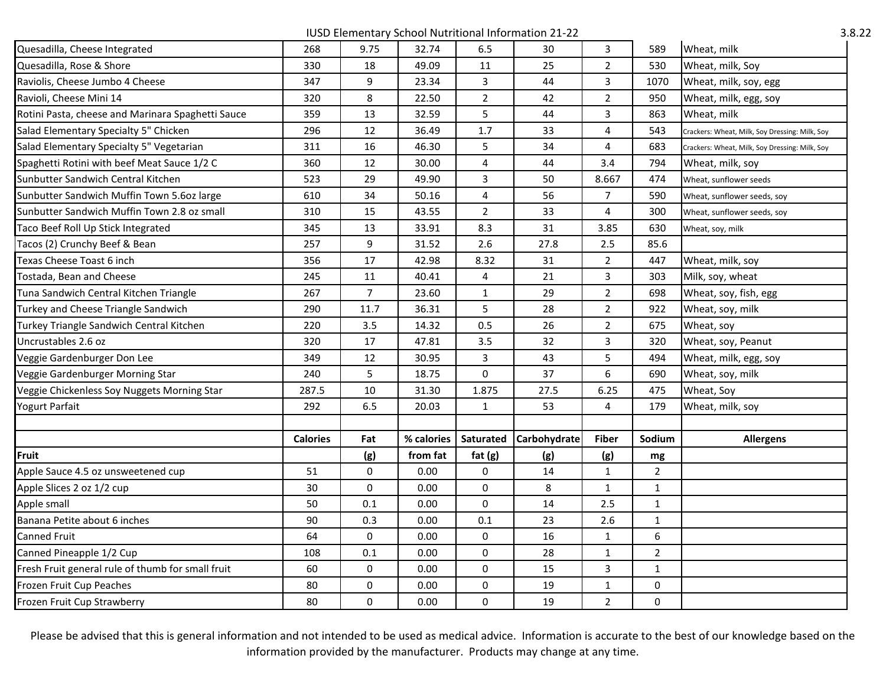IUSD Elementary School Nutritional Information 21-22

3.8.22

| | | | | | | | | |
|---|---|---|---|---|---|---|---|---|
| Quesadilla, Cheese Integrated | 268 | 9.75 | 32.74 | 6.5 | 30 | 3 | 589 | Wheat, milk |
| Quesadilla, Rose & Shore | 330 | 18 | 49.09 | 11 | 25 | 2 | 530 | Wheat, milk, Soy |
| Raviolis, Cheese Jumbo 4 Cheese | 347 | 9 | 23.34 | 3 | 44 | 3 | 1070 | Wheat, milk, soy, egg |
| Ravioli, Cheese Mini 14 | 320 | 8 | 22.50 | 2 | 42 | 2 | 950 | Wheat, milk, egg, soy |
| Rotini Pasta, cheese and Marinara Spaghetti Sauce | 359 | 13 | 32.59 | 5 | 44 | 3 | 863 | Wheat, milk |
| Salad Elementary Specialty 5" Chicken | 296 | 12 | 36.49 | 1.7 | 33 | 4 | 543 | Crackers: Wheat, Milk, Soy Dressing: Milk, Soy |
| Salad Elementary Specialty 5" Vegetarian | 311 | 16 | 46.30 | 5 | 34 | 4 | 683 | Crackers: Wheat, Milk, Soy Dressing: Milk, Soy |
| Spaghetti Rotini with beef Meat Sauce 1/2 C | 360 | 12 | 30.00 | 4 | 44 | 3.4 | 794 | Wheat, milk, soy |
| Sunbutter Sandwich Central Kitchen | 523 | 29 | 49.90 | 3 | 50 | 8.667 | 474 | Wheat, sunflower seeds |
| Sunbutter Sandwich Muffin Town 5.6oz large | 610 | 34 | 50.16 | 4 | 56 | 7 | 590 | Wheat, sunflower seeds, soy |
| Sunbutter Sandwich Muffin Town 2.8 oz small | 310 | 15 | 43.55 | 2 | 33 | 4 | 300 | Wheat, sunflower seeds, soy |
| Taco Beef Roll Up Stick Integrated | 345 | 13 | 33.91 | 8.3 | 31 | 3.85 | 630 | Wheat, soy, milk |
| Tacos (2) Crunchy Beef & Bean | 257 | 9 | 31.52 | 2.6 | 27.8 | 2.5 | 85.6 | |
| Texas Cheese Toast 6 inch | 356 | 17 | 42.98 | 8.32 | 31 | 2 | 447 | Wheat, milk, soy |
| Tostada, Bean and Cheese | 245 | 11 | 40.41 | 4 | 21 | 3 | 303 | Milk, soy, wheat |
| Tuna Sandwich Central Kitchen Triangle | 267 | 7 | 23.60 | 1 | 29 | 2 | 698 | Wheat, soy, fish, egg |
| Turkey and Cheese Triangle Sandwich | 290 | 11.7 | 36.31 | 5 | 28 | 2 | 922 | Wheat, soy, milk |
| Turkey Triangle Sandwich Central Kitchen | 220 | 3.5 | 14.32 | 0.5 | 26 | 2 | 675 | Wheat, soy |
| Uncrustables 2.6 oz | 320 | 17 | 47.81 | 3.5 | 32 | 3 | 320 | Wheat, soy, Peanut |
| Veggie Gardenburger Don Lee | 349 | 12 | 30.95 | 3 | 43 | 5 | 494 | Wheat, milk, egg, soy |
| Veggie Gardenburger Morning Star | 240 | 5 | 18.75 | 0 | 37 | 6 | 690 | Wheat, soy, milk |
| Veggie Chickenless Soy Nuggets Morning Star | 287.5 | 10 | 31.30 | 1.875 | 27.5 | 6.25 | 475 | Wheat, Soy |
| Yogurt Parfait | 292 | 6.5 | 20.03 | 1 | 53 | 4 | 179 | Wheat, milk, soy |
| | | | | | | | | |
| | **Calories** | **Fat** | **% calories** | **Saturated** | **Carbohydrate** | **Fiber** | **Sodium** | **Allergens** |
| **Fruit** | | **(g)** | **from fat** | **fat (g)** | **(g)** | **(g)** | **mg** | |
| Apple Sauce 4.5 oz unsweetened cup | 51 | 0 | 0.00 | 0 | 14 | 1 | 2 | |
| Apple Slices 2 oz 1/2 cup | 30 | 0 | 0.00 | 0 | 8 | 1 | 1 | |
| Apple small | 50 | 0.1 | 0.00 | 0 | 14 | 2.5 | 1 | |
| Banana Petite about 6 inches | 90 | 0.3 | 0.00 | 0.1 | 23 | 2.6 | 1 | |
| Canned Fruit | 64 | 0 | 0.00 | 0 | 16 | 1 | 6 | |
| Canned Pineapple 1/2 Cup | 108 | 0.1 | 0.00 | 0 | 28 | 1 | 2 | |
| Fresh Fruit general rule of thumb for small fruit | 60 | 0 | 0.00 | 0 | 15 | 3 | 1 | |
| Frozen Fruit Cup Peaches | 80 | 0 | 0.00 | 0 | 19 | 1 | 0 | |
| Frozen Fruit Cup Strawberry | 80 | 0 | 0.00 | 0 | 19 | 2 | 0 | |

Please be advised that this is general information and not intended to be used as medical advice. Information is accurate to the best of our knowledge based on the information provided by the manufacturer. Products may change at any time.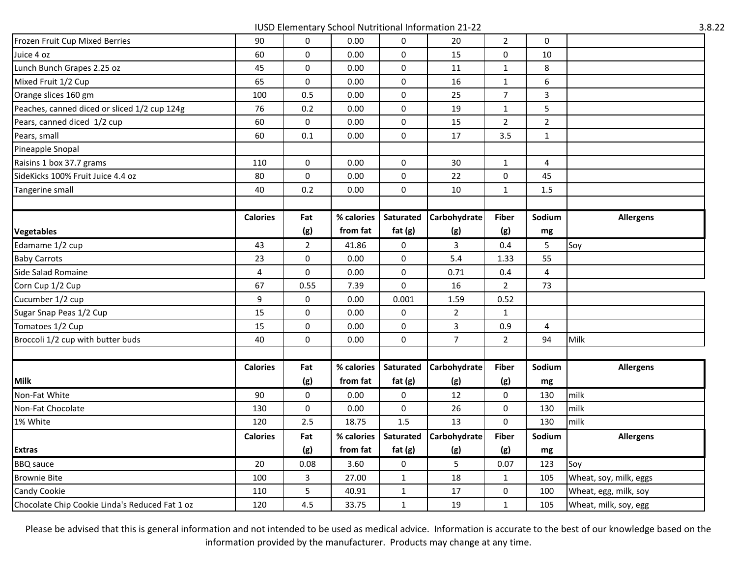IUSD Elementary School Nutritional Information 21-22

| | | | | | | | | |
|---|---|---|---|---|---|---|---|---|
| Frozen Fruit Cup Mixed Berries | 90 | 0 | 0.00 | 0 | 20 | 2 | 0 | |
| Juice 4 oz | 60 | 0 | 0.00 | 0 | 15 | 0 | 10 | |
| Lunch Bunch Grapes 2.25 oz | 45 | 0 | 0.00 | 0 | 11 | 1 | 8 | |
| Mixed Fruit 1/2 Cup | 65 | 0 | 0.00 | 0 | 16 | 1 | 6 | |
| Orange slices 160 gm | 100 | 0.5 | 0.00 | 0 | 25 | 7 | 3 | |
| Peaches, canned diced or sliced 1/2 cup 124g | 76 | 0.2 | 0.00 | 0 | 19 | 1 | 5 | |
| Pears, canned diced 1/2 cup | 60 | 0 | 0.00 | 0 | 15 | 2 | 2 | |
| Pears, small | 60 | 0.1 | 0.00 | 0 | 17 | 3.5 | 1 | |
| Pineapple Snopal | | | | | | | | |
| Raisins 1 box 37.7 grams | 110 | 0 | 0.00 | 0 | 30 | 1 | 4 | |
| SideKicks 100% Fruit Juice 4.4 oz | 80 | 0 | 0.00 | 0 | 22 | 0 | 45 | |
| Tangerine small | 40 | 0.2 | 0.00 | 0 | 10 | 1 | 1.5 | |

| Vegetables | Calories | Fat (g) | % calories from fat | Saturated fat (g) | Carbohydrate (g) | Fiber (g) | Sodium mg | Allergens |
|---|---|---|---|---|---|---|---|---|
| Edamame 1/2 cup | 43 | 2 | 41.86 | 0 | 3 | 0.4 | 5 | Soy |
| Baby Carrots | 23 | 0 | 0.00 | 0 | 5.4 | 1.33 | 55 | |
| Side Salad Romaine | 4 | 0 | 0.00 | 0 | 0.71 | 0.4 | 4 | |
| Corn Cup 1/2 Cup | 67 | 0.55 | 7.39 | 0 | 16 | 2 | 73 | |
| Cucumber 1/2 cup | 9 | 0 | 0.00 | 0.001 | 1.59 | 0.52 | | |
| Sugar Snap Peas 1/2 Cup | 15 | 0 | 0.00 | 0 | 2 | 1 | | |
| Tomatoes 1/2 Cup | 15 | 0 | 0.00 | 0 | 3 | 0.9 | 4 | |
| Broccoli 1/2 cup with butter buds | 40 | 0 | 0.00 | 0 | 7 | 2 | 94 | Milk |

| Milk | Calories | Fat (g) | % calories from fat | Saturated fat (g) | Carbohydrate (g) | Fiber (g) | Sodium mg | Allergens |
|---|---|---|---|---|---|---|---|---|
| Non-Fat White | 90 | 0 | 0.00 | 0 | 12 | 0 | 130 | milk |
| Non-Fat Chocolate | 130 | 0 | 0.00 | 0 | 26 | 0 | 130 | milk |
| 1% White | 120 | 2.5 | 18.75 | 1.5 | 13 | 0 | 130 | milk |

| Extras | Calories | Fat (g) | % calories from fat | Saturated fat (g) | Carbohydrate (g) | Fiber (g) | Sodium mg | Allergens |
|---|---|---|---|---|---|---|---|---|
| BBQ sauce | 20 | 0.08 | 3.60 | 0 | 5 | 0.07 | 123 | Soy |
| Brownie Bite | 100 | 3 | 27.00 | 1 | 18 | 1 | 105 | Wheat, soy, milk, eggs |
| Candy Cookie | 110 | 5 | 40.91 | 1 | 17 | 0 | 100 | Wheat, egg, milk, soy |
| Chocolate Chip Cookie Linda's Reduced Fat 1 oz | 120 | 4.5 | 33.75 | 1 | 19 | 1 | 105 | Wheat, milk, soy, egg |

Please be advised that this is general information and not intended to be used as medical advice. Information is accurate to the best of our knowledge based on the information provided by the manufacturer. Products may change at any time.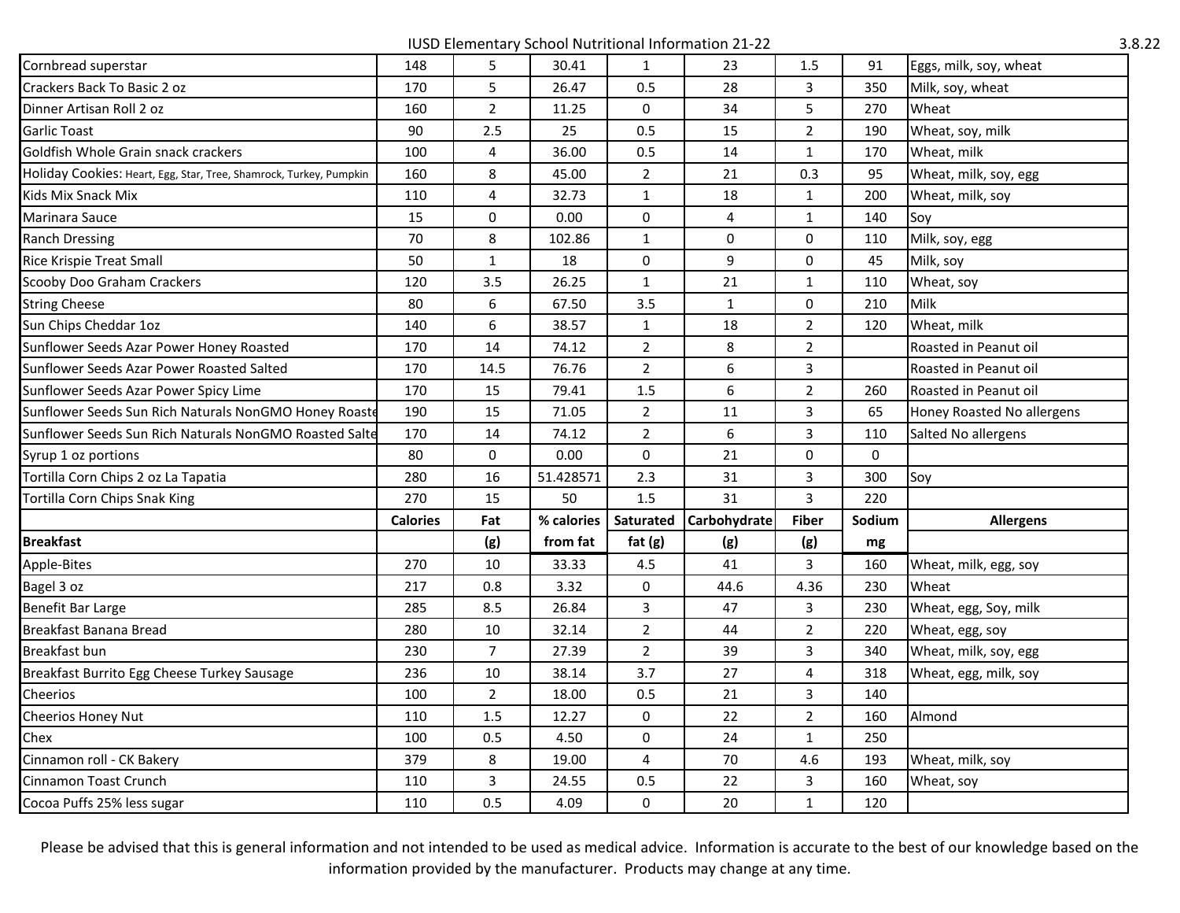## IUSD Elementary School Nutritional Information 21-22

| | | | | | | | | |
|---|---|---|---|---|---|---|---|---|
| Cornbread superstar | 148 | 5 | 30.41 | 1 | 23 | 1.5 | 91 | Eggs, milk, soy, wheat |
| Crackers Back To Basic 2 oz | 170 | 5 | 26.47 | 0.5 | 28 | 3 | 350 | Milk, soy, wheat |
| Dinner Artisan Roll 2 oz | 160 | 2 | 11.25 | 0 | 34 | 5 | 270 | Wheat |
| Garlic Toast | 90 | 2.5 | 25 | 0.5 | 15 | 2 | 190 | Wheat, soy, milk |
| Goldfish Whole Grain snack crackers | 100 | 4 | 36.00 | 0.5 | 14 | 1 | 170 | Wheat, milk |
| Holiday Cookies: Heart, Egg, Star, Tree, Shamrock, Turkey, Pumpkin | 160 | 8 | 45.00 | 2 | 21 | 0.3 | 95 | Wheat, milk, soy, egg |
| Kids Mix Snack Mix | 110 | 4 | 32.73 | 1 | 18 | 1 | 200 | Wheat, milk, soy |
| Marinara Sauce | 15 | 0 | 0.00 | 0 | 4 | 1 | 140 | Soy |
| Ranch Dressing | 70 | 8 | 102.86 | 1 | 0 | 0 | 110 | Milk, soy, egg |
| Rice Krispie Treat Small | 50 | 1 | 18 | 0 | 9 | 0 | 45 | Milk, soy |
| Scooby Doo Graham Crackers | 120 | 3.5 | 26.25 | 1 | 21 | 1 | 110 | Wheat, soy |
| String Cheese | 80 | 6 | 67.50 | 3.5 | 1 | 0 | 210 | Milk |
| Sun Chips Cheddar 1oz | 140 | 6 | 38.57 | 1 | 18 | 2 | 120 | Wheat, milk |
| Sunflower Seeds Azar Power Honey Roasted | 170 | 14 | 74.12 | 2 | 8 | 2 | | Roasted in Peanut oil |
| Sunflower Seeds Azar Power Roasted Salted | 170 | 14.5 | 76.76 | 2 | 6 | 3 | | Roasted in Peanut oil |
| Sunflower Seeds Azar Power Spicy Lime | 170 | 15 | 79.41 | 1.5 | 6 | 2 | 260 | Roasted in Peanut oil |
| Sunflower Seeds Sun Rich Naturals NonGMO Honey Roaste | 190 | 15 | 71.05 | 2 | 11 | 3 | 65 | Honey Roasted No allergens |
| Sunflower Seeds Sun Rich Naturals NonGMO Roasted Salte | 170 | 14 | 74.12 | 2 | 6 | 3 | 110 | Salted No allergens |
| Syrup 1 oz portions | 80 | 0 | 0.00 | 0 | 21 | 0 | 0 | |
| Tortilla Corn Chips 2 oz La Tapatia | 280 | 16 | 51.428571 | 2.3 | 31 | 3 | 300 | Soy |
| Tortilla Corn Chips Snak King | 270 | 15 | 50 | 1.5 | 31 | 3 | 220 | |
| | **Calories** | **Fat** | **% calories** | **Saturated** | **Carbohydrate** | **Fiber** | **Sodium** | **Allergens** |
| **Breakfast** | | **(g)** | **from fat** | **fat (g)** | **(g)** | **(g)** | **mg** | |
| Apple-Bites | 270 | 10 | 33.33 | 4.5 | 41 | 3 | 160 | Wheat, milk, egg, soy |
| Bagel 3 oz | 217 | 0.8 | 3.32 | 0 | 44.6 | 4.36 | 230 | Wheat |
| Benefit Bar Large | 285 | 8.5 | 26.84 | 3 | 47 | 3 | 230 | Wheat, egg, Soy, milk |
| Breakfast Banana Bread | 280 | 10 | 32.14 | 2 | 44 | 2 | 220 | Wheat, egg, soy |
| Breakfast bun | 230 | 7 | 27.39 | 2 | 39 | 3 | 340 | Wheat, milk, soy, egg |
| Breakfast Burrito Egg Cheese Turkey Sausage | 236 | 10 | 38.14 | 3.7 | 27 | 4 | 318 | Wheat, egg, milk, soy |
| Cheerios | 100 | 2 | 18.00 | 0.5 | 21 | 3 | 140 | |
| Cheerios Honey Nut | 110 | 1.5 | 12.27 | 0 | 22 | 2 | 160 | Almond |
| Chex | 100 | 0.5 | 4.50 | 0 | 24 | 1 | 250 | |
| Cinnamon roll - CK Bakery | 379 | 8 | 19.00 | 4 | 70 | 4.6 | 193 | Wheat, milk, soy |
| Cinnamon Toast Crunch | 110 | 3 | 24.55 | 0.5 | 22 | 3 | 160 | Wheat, soy |
| Cocoa Puffs 25% less sugar | 110 | 0.5 | 4.09 | 0 | 20 | 1 | 120 | |

Please be advised that this is general information and not intended to be used as medical advice. Information is accurate to the best of our knowledge based on the information provided by the manufacturer. Products may change at any time.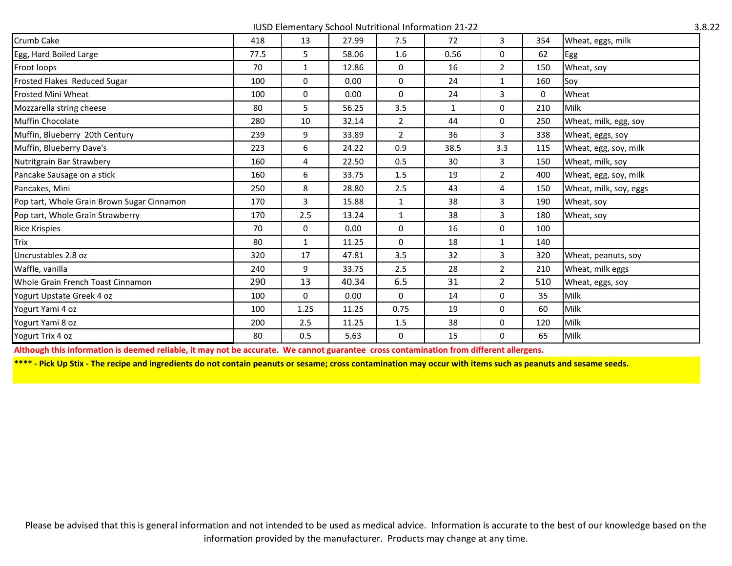IUSD Elementary School Nutritional Information 21-22

3.8.22

| | | | | | | | | |
|---|---|---|---|---|---|---|---|---|
| Crumb Cake | 418 | 13 | 27.99 | 7.5 | 72 | 3 | 354 | Wheat, eggs, milk |
| Egg, Hard Boiled Large | 77.5 | 5 | 58.06 | 1.6 | 0.56 | 0 | 62 | Egg |
| Froot loops | 70 | 1 | 12.86 | 0 | 16 | 2 | 150 | Wheat, soy |
| Frosted Flakes Reduced Sugar | 100 | 0 | 0.00 | 0 | 24 | 1 | 160 | Soy |
| Frosted Mini Wheat | 100 | 0 | 0.00 | 0 | 24 | 3 | 0 | Wheat |
| Mozzarella string cheese | 80 | 5 | 56.25 | 3.5 | 1 | 0 | 210 | Milk |
| Muffin Chocolate | 280 | 10 | 32.14 | 2 | 44 | 0 | 250 | Wheat, milk, egg, soy |
| Muffin, Blueberry 20th Century | 239 | 9 | 33.89 | 2 | 36 | 3 | 338 | Wheat, eggs, soy |
| Muffin, Blueberry Dave's | 223 | 6 | 24.22 | 0.9 | 38.5 | 3.3 | 115 | Wheat, egg, soy, milk |
| Nutritgrain Bar Strawbery | 160 | 4 | 22.50 | 0.5 | 30 | 3 | 150 | Wheat, milk, soy |
| Pancake Sausage on a stick | 160 | 6 | 33.75 | 1.5 | 19 | 2 | 400 | Wheat, egg, soy, milk |
| Pancakes, Mini | 250 | 8 | 28.80 | 2.5 | 43 | 4 | 150 | Wheat, milk, soy, eggs |
| Pop tart, Whole Grain Brown Sugar Cinnamon | 170 | 3 | 15.88 | 1 | 38 | 3 | 190 | Wheat, soy |
| Pop tart, Whole Grain Strawberry | 170 | 2.5 | 13.24 | 1 | 38 | 3 | 180 | Wheat, soy |
| Rice Krispies | 70 | 0 | 0.00 | 0 | 16 | 0 | 100 | |
| Trix | 80 | 1 | 11.25 | 0 | 18 | 1 | 140 | |
| Uncrustables 2.8 oz | 320 | 17 | 47.81 | 3.5 | 32 | 3 | 320 | Wheat, peanuts, soy |
| Waffle, vanilla | 240 | 9 | 33.75 | 2.5 | 28 | 2 | 210 | Wheat, milk eggs |
| Whole Grain French Toast Cinnamon | 290 | 13 | 40.34 | 6.5 | 31 | 2 | 510 | Wheat, eggs, soy |
| Yogurt Upstate Greek 4 oz | 100 | 0 | 0.00 | 0 | 14 | 0 | 35 | Milk |
| Yogurt Yami 4 oz | 100 | 1.25 | 11.25 | 0.75 | 19 | 0 | 60 | Milk |
| Yogurt Yami 8 oz | 200 | 2.5 | 11.25 | 1.5 | 38 | 0 | 120 | Milk |
| Yogurt Trix 4 oz | 80 | 0.5 | 5.63 | 0 | 15 | 0 | 65 | Milk |

**Although this information is deemed reliable, it may not be accurate. We cannot guarantee cross contamination from different allergens.**

**\*\*\*\* - Pick Up Stix - The recipe and ingredients do not contain peanuts or sesame; cross contamination may occur with items such as peanuts and sesame seeds.**

Please be advised that this is general information and not intended to be used as medical advice. Information is accurate to the best of our knowledge based on the information provided by the manufacturer. Products may change at any time.